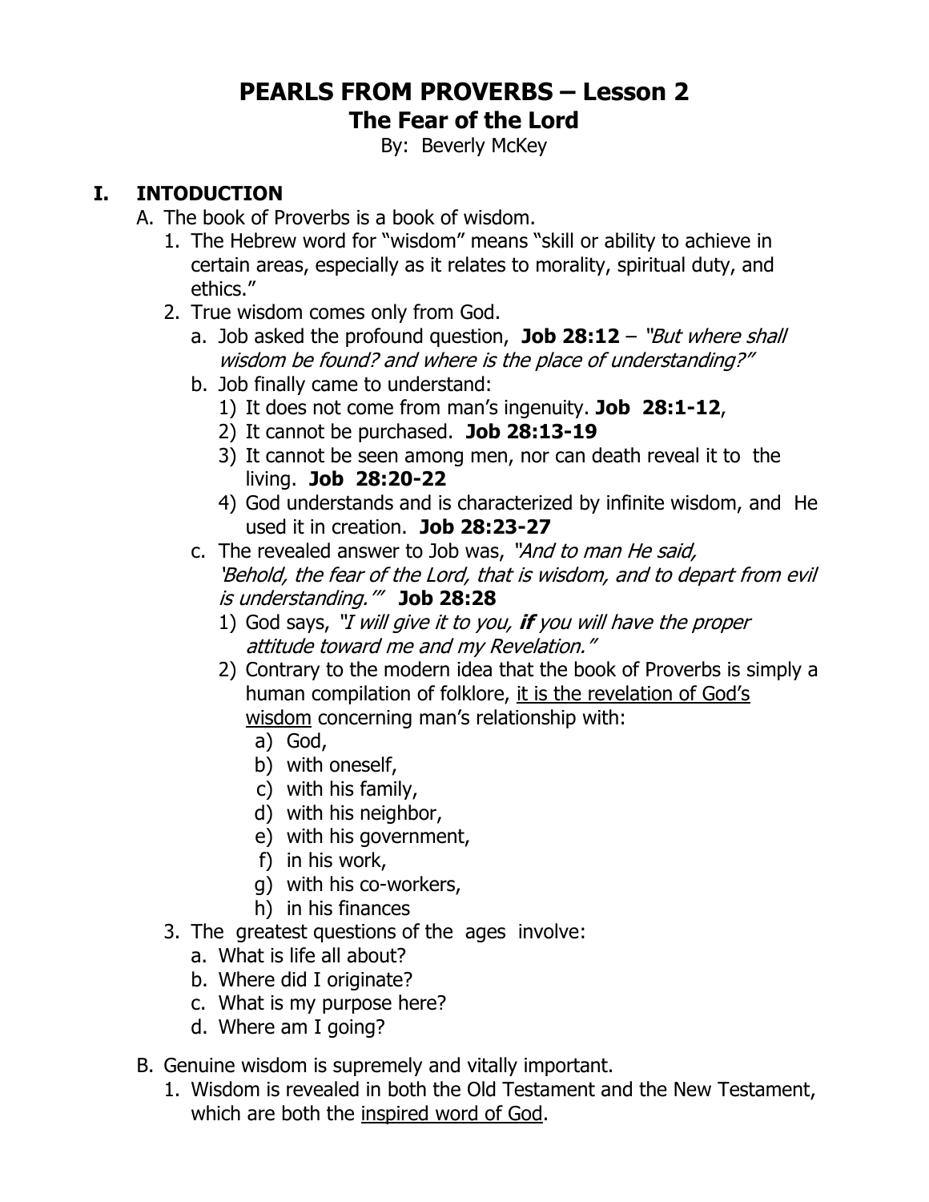# PEARLS FROM PROVERBS – Lesson 2

## The Fear of the Lord

By: Beverly McKey

## I. INTODUCTION

A. The book of Proverbs is a book of wisdom.

1. The Hebrew word for "wisdom" means "skill or ability to achieve in certain areas, especially as it relates to morality, spiritual duty, and ethics."
2. True wisdom comes only from God.
   a. Job asked the profound question, **Job 28:12** – *"But where shall wisdom be found? and where is the place of understanding?"*
   b. Job finally came to understand:
      1) It does not come from man's ingenuity. **Job 28:1-12**,
      2) It cannot be purchased. **Job 28:13-19**
      3) It cannot be seen among men, nor can death reveal it to the living. **Job 28:20-22**
      4) God understands and is characterized by infinite wisdom, and He used it in creation. **Job 28:23-27**
   c. The revealed answer to Job was, *"And to man He said, 'Behold, the fear of the Lord, that is wisdom, and to depart from evil is understanding.'"* **Job 28:28**
      1) God says, *"I will give it to you, **if** you will have the proper attitude toward me and my Revelation."*
      2) Contrary to the modern idea that the book of Proverbs is simply a human compilation of folklore, <u>it is the revelation of God's wisdom</u> concerning man's relationship with:
         a) God,
         b) with oneself,
         c) with his family,
         d) with his neighbor,
         e) with his government,
         f) in his work,
         g) with his co-workers,
         h) in his finances
3. The greatest questions of the ages involve:
   a. What is life all about?
   b. Where did I originate?
   c. What is my purpose here?
   d. Where am I going?

B. Genuine wisdom is supremely and vitally important.

1. Wisdom is revealed in both the Old Testament and the New Testament, which are both the <u>inspired word of God</u>.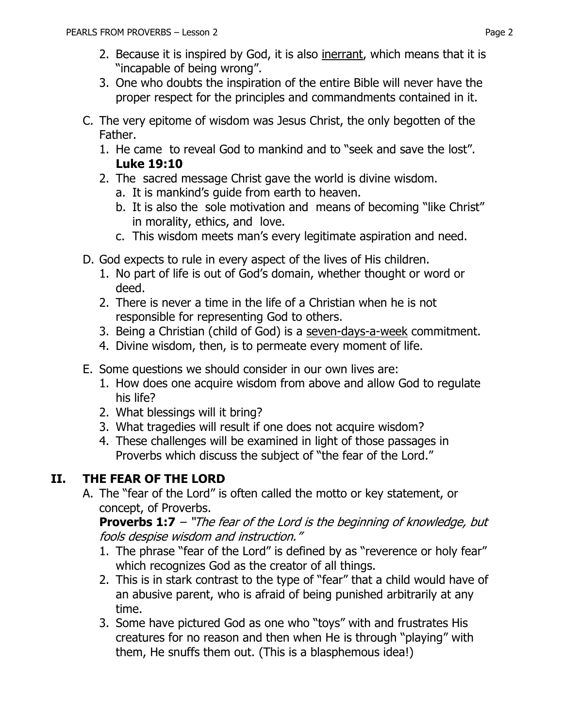2. Because it is inspired by God, it is also <u>inerrant</u>, which means that it is "incapable of being wrong".
3. One who doubts the inspiration of the entire Bible will never have the proper respect for the principles and commandments contained in it.

C. The very epitome of wisdom was Jesus Christ, the only begotten of the Father.
   1. He came to reveal God to mankind and to "seek and save the lost". **Luke 19:10**
   2. The sacred message Christ gave the world is divine wisdom.
      a. It is mankind's guide from earth to heaven.
      b. It is also the sole motivation and means of becoming "like Christ" in morality, ethics, and love.
      c. This wisdom meets man's every legitimate aspiration and need.

D. God expects to rule in every aspect of the lives of His children.
   1. No part of life is out of God's domain, whether thought or word or deed.
   2. There is never a time in the life of a Christian when he is not responsible for representing God to others.
   3. Being a Christian (child of God) is a <u>seven-days-a-week</u> commitment.
   4. Divine wisdom, then, is to permeate every moment of life.

E. Some questions we should consider in our own lives are:
   1. How does one acquire wisdom from above and allow God to regulate his life?
   2. What blessings will it bring?
   3. What tragedies will result if one does not acquire wisdom?
   4. These challenges will be examined in light of those passages in Proverbs which discuss the subject of "the fear of the Lord."

## II. THE FEAR OF THE LORD

A. The "fear of the Lord" is often called the motto or key statement, or concept, of Proverbs.
   **Proverbs 1:7** – *"The fear of the Lord is the beginning of knowledge, but fools despise wisdom and instruction."*
   1. The phrase "fear of the Lord" is defined by as "reverence or holy fear" which recognizes God as the creator of all things.
   2. This is in stark contrast to the type of "fear" that a child would have of an abusive parent, who is afraid of being punished arbitrarily at any time.
   3. Some have pictured God as one who "toys" with and frustrates His creatures for no reason and then when He is through "playing" with them, He snuffs them out. (This is a blasphemous idea!)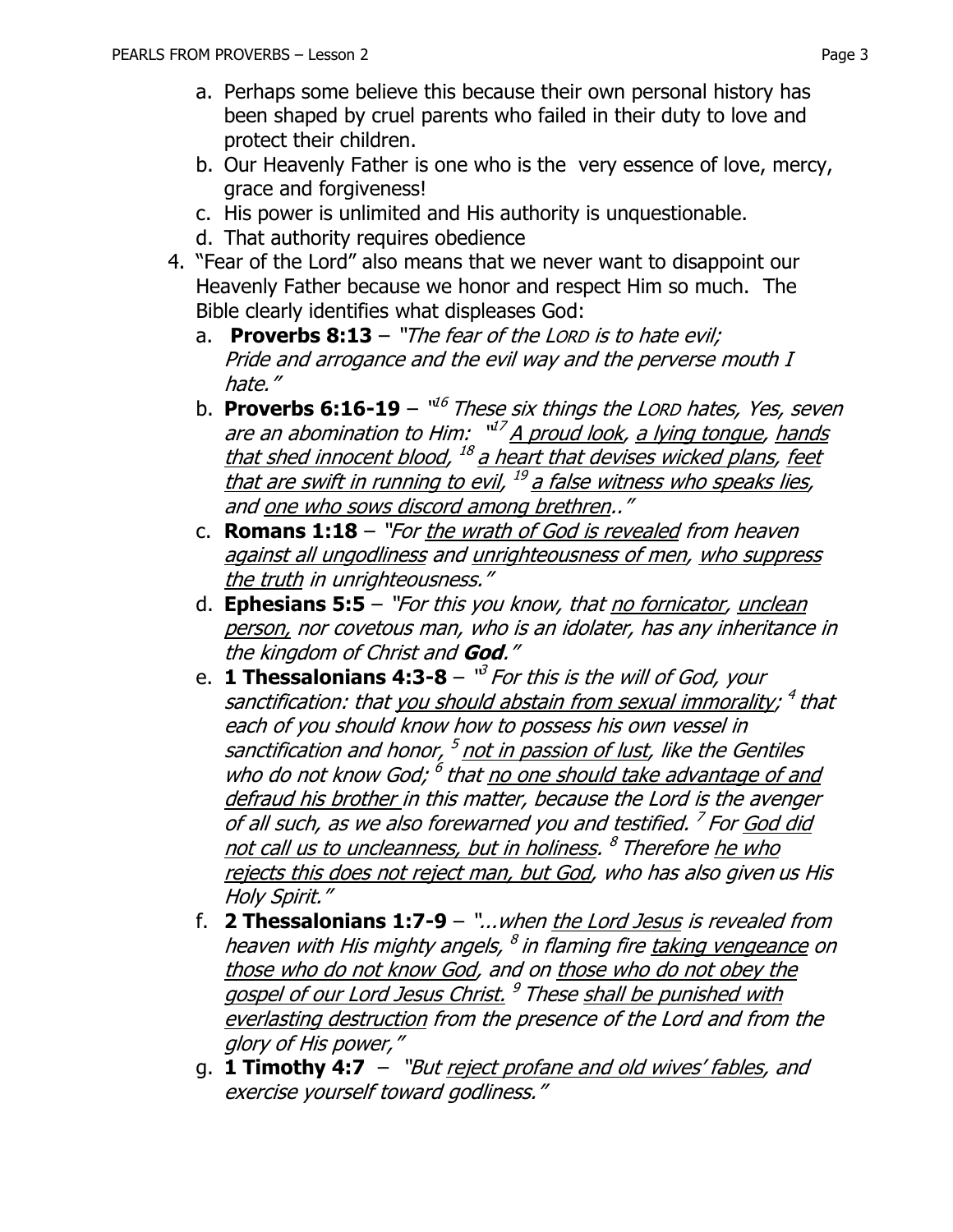a. Perhaps some believe this because their own personal history has been shaped by cruel parents who failed in their duty to love and protect their children.
   b. Our Heavenly Father is one who is the very essence of love, mercy, grace and forgiveness!
   c. His power is unlimited and His authority is unquestionable.
   d. That authority requires obedience

4. "Fear of the Lord" also means that we never want to disappoint our Heavenly Father because we honor and respect Him so much. The Bible clearly identifies what displeases God:
   a. **Proverbs 8:13** – *"The fear of the LORD is to hate evil; Pride and arrogance and the evil way and the perverse mouth I hate."*
   b. **Proverbs 6:16-19** – *"[16] These six things the LORD hates, Yes, seven are an abomination to Him: "[17] A proud look, a lying tongue, hands that shed innocent blood, [18] a heart that devises wicked plans, feet that are swift in running to evil, [19] a false witness who speaks lies, and one who sows discord among brethren.."*
   c. **Romans 1:18** – *"For the wrath of God is revealed from heaven against all ungodliness and unrighteousness of men, who suppress the truth in unrighteousness."*
   d. **Ephesians 5:5** – *"For this you know, that no fornicator, unclean person, nor covetous man, who is an idolater, has any inheritance in the kingdom of Christ and **God**."*
   e. **1 Thessalonians 4:3-8** – *"[3] For this is the will of God, your sanctification: that you should abstain from sexual immorality; [4] that each of you should know how to possess his own vessel in sanctification and honor, [5] not in passion of lust, like the Gentiles who do not know God; [6] that no one should take advantage of and defraud his brother in this matter, because the Lord is the avenger of all such, as we also forewarned you and testified. [7] For God did not call us to uncleanness, but in holiness. [8] Therefore he who rejects this does not reject man, but God, who has also given us His Holy Spirit."*
   f. **2 Thessalonians 1:7-9** – *"...when the Lord Jesus is revealed from heaven with His mighty angels, [8] in flaming fire taking vengeance on those who do not know God, and on those who do not obey the gospel of our Lord Jesus Christ. [9] These shall be punished with everlasting destruction from the presence of the Lord and from the glory of His power,"*
   g. **1 Timothy 4:7** – *"But reject profane and old wives' fables, and exercise yourself toward godliness."*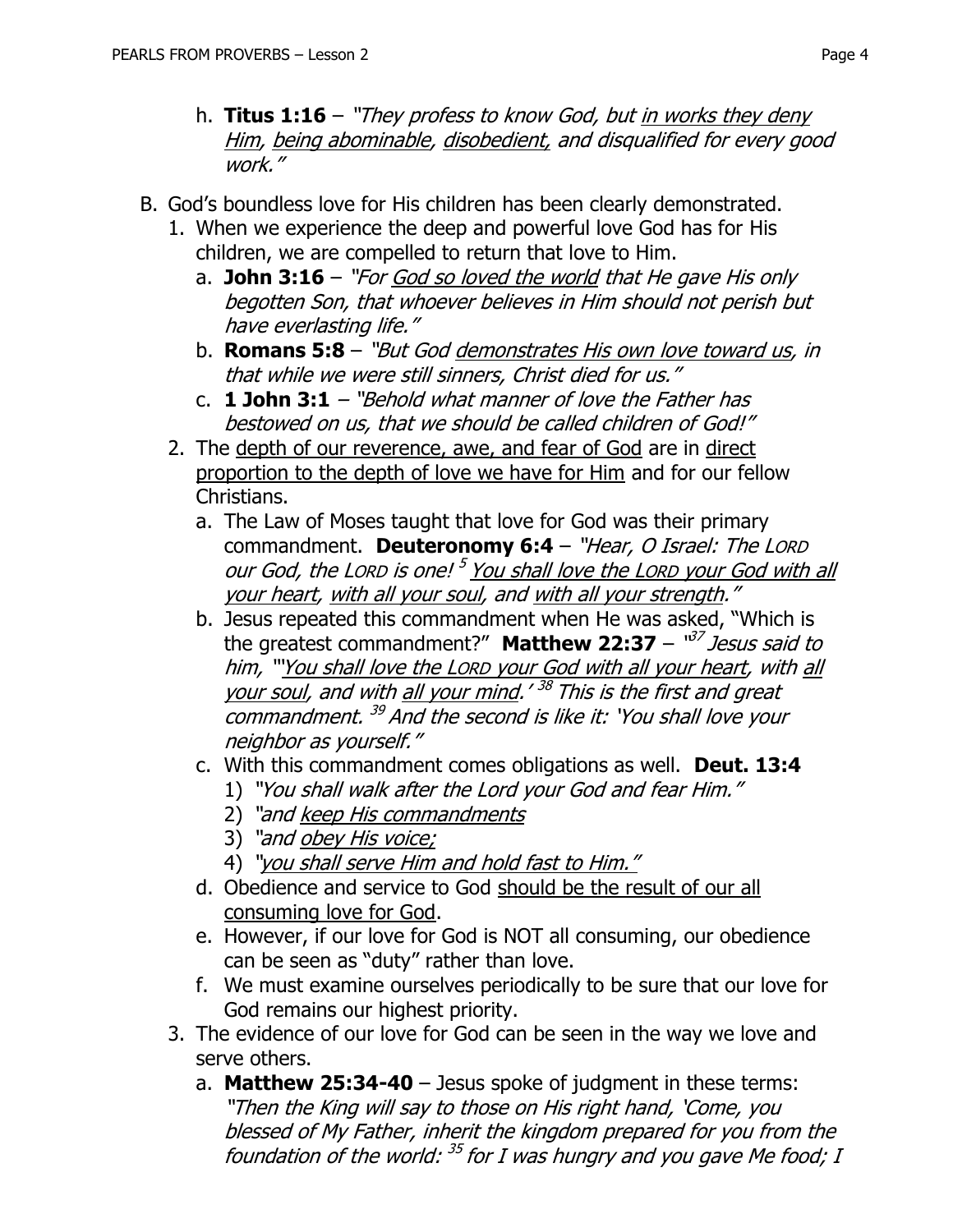h. **Titus 1:16** – *"They profess to know God, but in works they deny Him, being abominable, disobedient, and disqualified for every good work."*

B. God's boundless love for His children has been clearly demonstrated.

1. When we experience the deep and powerful love God has for His children, we are compelled to return that love to Him.
   a. **John 3:16** – *"For God so loved the world that He gave His only begotten Son, that whoever believes in Him should not perish but have everlasting life."*
   b. **Romans 5:8** – *"But God demonstrates His own love toward us, in that while we were still sinners, Christ died for us."*
   c. **1 John 3:1** – *"Behold what manner of love the Father has bestowed on us, that we should be called children of God!"*
2. The depth of our reverence, awe, and fear of God are in direct proportion to the depth of love we have for Him and for our fellow Christians.
   a. The Law of Moses taught that love for God was their primary commandment. **Deuteronomy 6:4** – *"Hear, O Israel: The LORD our God, the LORD is one! [5] You shall love the LORD your God with all your heart, with all your soul, and with all your strength."*
   b. Jesus repeated this commandment when He was asked, "Which is the greatest commandment?" **Matthew 22:37** – *"[37] Jesus said to him, "'You shall love the LORD your God with all your heart, with all your soul, and with all your mind.' [38] This is the first and great commandment. [39] And the second is like it: 'You shall love your neighbor as yourself."*
   c. With this commandment comes obligations as well. **Deut. 13:4**
      1) *"You shall walk after the Lord your God and fear Him."*
      2) *"and keep His commandments*
      3) *"and obey His voice;*
      4) *"you shall serve Him and hold fast to Him."*
   d. Obedience and service to God should be the result of our all consuming love for God.
   e. However, if our love for God is NOT all consuming, our obedience can be seen as "duty" rather than love.
   f. We must examine ourselves periodically to be sure that our love for God remains our highest priority.
3. The evidence of our love for God can be seen in the way we love and serve others.
   a. **Matthew 25:34-40** – Jesus spoke of judgment in these terms: *"Then the King will say to those on His right hand, 'Come, you blessed of My Father, inherit the kingdom prepared for you from the foundation of the world: [35] for I was hungry and you gave Me food; I*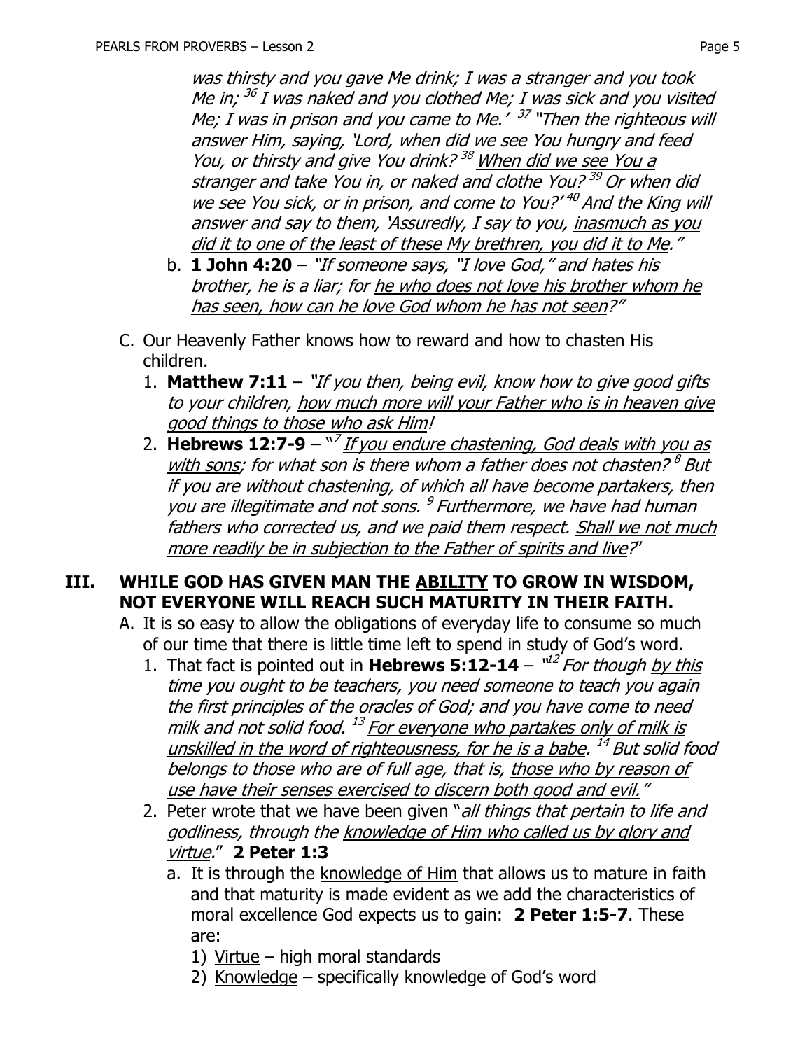*was thirsty and you gave Me drink; I was a stranger and you took Me in; [36] I was naked and you clothed Me; I was sick and you visited Me; I was in prison and you came to Me.' [37] "Then the righteous will answer Him, saying, 'Lord, when did we see You hungry and feed You, or thirsty and give You drink? [38] <u>When did we see You a stranger and take You in, or naked and clothe You</u>? [39] Or when did we see You sick, or in prison, and come to You?' [40] And the King will answer and say to them, 'Assuredly, I say to you, <u>inasmuch as you did it to one of the least of these My brethren, you did it to Me</u>."*

b. **1 John 4:20** – *"If someone says, "I love God," and hates his brother, he is a liar; for <u>he who does not love his brother whom he has seen, how can he love God whom he has not seen</u>?"*

C. Our Heavenly Father knows how to reward and how to chasten His children.

1. **Matthew 7:11** – *"If you then, being evil, know how to give good gifts to your children, <u>how much more will your Father who is in heaven give good things to those who ask Him</u>!*
2. **Hebrews 12:7-9** – *"[7] <u>If you endure chastening, God deals with you as with sons</u>; for what son is there whom a father does not chasten? [8] But if you are without chastening, of which all have become partakers, then you are illegitimate and not sons. [9] Furthermore, we have had human fathers who corrected us, and we paid them respect. <u>Shall we not much more readily be in subjection to the Father of spirits and live</u>?"*

## III. WHILE GOD HAS GIVEN MAN THE <u>ABILITY</u> TO GROW IN WISDOM, NOT EVERYONE WILL REACH SUCH MATURITY IN THEIR FAITH.

A. It is so easy to allow the obligations of everyday life to consume so much of our time that there is little time left to spend in study of God's word.

1. That fact is pointed out in **Hebrews 5:12-14** – *"[12] For though <u>by this time you ought to be teachers</u>, you need someone to teach you again the first principles of the oracles of God; and you have come to need milk and not solid food. [13] <u>For everyone who partakes only of milk is unskilled in the word of righteousness, for he is a babe</u>. [14] But solid food belongs to those who are of full age, that is, <u>those who by reason of use have their senses exercised to discern both good and evil.</u>"*
2. Peter wrote that we have been given "*all things that pertain to life and godliness, through the <u>knowledge of Him who called us by glory and virtue</u>.*" **2 Peter 1:3**
   a. It is through the <u>knowledge of Him</u> that allows us to mature in faith and that maturity is made evident as we add the characteristics of moral excellence God expects us to gain: **2 Peter 1:5-7**. These are:
      1) <u>Virtue</u> – high moral standards
      2) <u>Knowledge</u> – specifically knowledge of God's word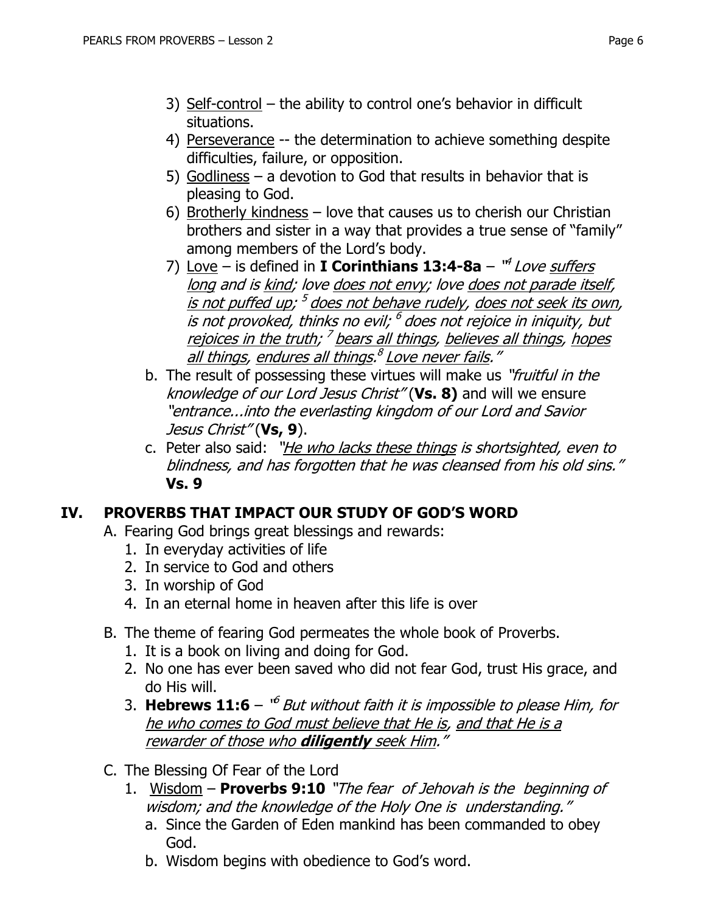3) <u>Self-control</u> – the ability to control one's behavior in difficult situations.
4) <u>Perseverance</u> -- the determination to achieve something despite difficulties, failure, or opposition.
5) <u>Godliness</u> – a devotion to God that results in behavior that is pleasing to God.
6) <u>Brotherly kindness</u> – love that causes us to cherish our Christian brothers and sister in a way that provides a true sense of "family" among members of the Lord's body.
7) <u>Love</u> – is defined in **I Corinthians 13:4-8a** – "[4] *Love <u>suffers long</u> and is <u>kind</u>; love <u>does not envy</u>; love <u>does not parade itself</u>, <u>is not puffed up</u>; [5] <u>does not behave rudely</u>, <u>does not seek its own</u>, is not provoked, thinks no evil; [6] does not rejoice in iniquity, but <u>rejoices in the truth</u>; [7] <u>bears all things</u>, <u>believes all things</u>, <u>hopes all things</u>, <u>endures all things</u>.[8] <u>Love never fails</u>."*

b. The result of possessing these virtues will make us *"fruitful in the knowledge of our Lord Jesus Christ"* (**Vs. 8)** and will we ensure *"entrance...into the everlasting kingdom of our Lord and Savior Jesus Christ"* (**Vs, 9**).

c. Peter also said: *"<u>He who lacks these things</u> is shortsighted, even to blindness, and has forgotten that he was cleansed from his old sins."* **Vs. 9**

## IV. PROVERBS THAT IMPACT OUR STUDY OF GOD'S WORD

A. Fearing God brings great blessings and rewards:
1. In everyday activities of life
2. In service to God and others
3. In worship of God
4. In an eternal home in heaven after this life is over

B. The theme of fearing God permeates the whole book of Proverbs.
1. It is a book on living and doing for God.
2. No one has ever been saved who did not fear God, trust His grace, and do His will.
3. **Hebrews 11:6** – "[6] *But without faith it is impossible to please Him, for <u>he who comes to God must believe that He is</u>, <u>and that He is a rewarder of those who **diligently** seek Him</u>."*

C. The Blessing Of Fear of the Lord
1. <u>Wisdom</u> – **Proverbs 9:10** *"The fear of Jehovah is the beginning of wisdom; and the knowledge of the Holy One is understanding."*
   a. Since the Garden of Eden mankind has been commanded to obey God.
   b. Wisdom begins with obedience to God's word.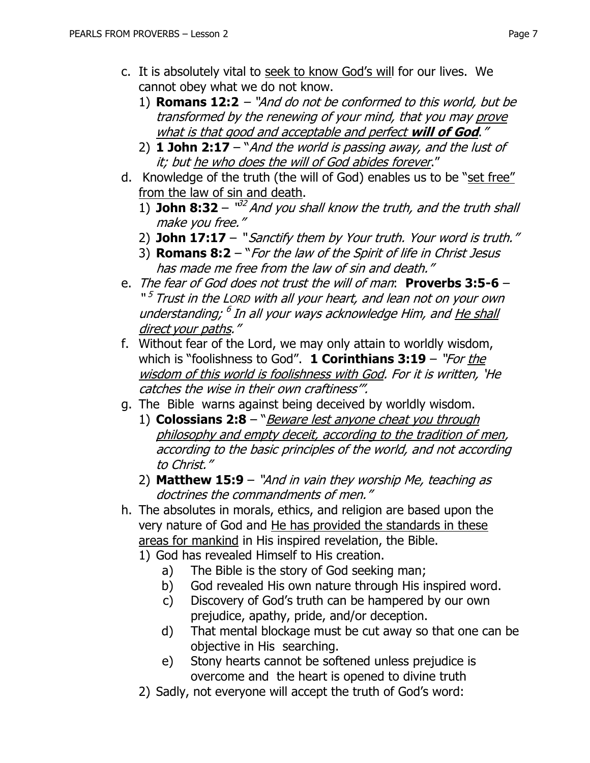c. It is absolutely vital to seek to know God's will for our lives. We cannot obey what we do not know.
   1) **Romans 12:2** – *"And do not be conformed to this world, but be transformed by the renewing of your mind, that you may prove what is that good and acceptable and perfect **will of God**."*
   2) **1 John 2:17** – "*And the world is passing away, and the lust of it; but he who does the will of God abides forever*."
d. Knowledge of the truth (the will of God) enables us to be "set free" from the law of sin and death.
   1) **John 8:32** – "[32] *And you shall know the truth, and the truth shall make you free."*
   2) **John 17:17** – "*Sanctify them by Your truth. Your word is truth."*
   3) **Romans 8:2** – "*For the law of the Spirit of life in Christ Jesus has made me free from the law of sin and death."*
e. *The fear of God does not trust the will of man*: **Proverbs 3:5-6** – "[5] *Trust in the LORD with all your heart, and lean not on your own understanding;* [6] *In all your ways acknowledge Him, and He shall direct your paths."*
f. Without fear of the Lord, we may only attain to worldly wisdom, which is "foolishness to God". **1 Corinthians 3:19** – *"For the wisdom of this world is foolishness with God. For it is written, 'He catches the wise in their own craftiness'".*
g. The Bible warns against being deceived by worldly wisdom.
   1) **Colossians 2:8** – "*Beware lest anyone cheat you through philosophy and empty deceit, according to the tradition of men, according to the basic principles of the world, and not according to Christ."*
   2) **Matthew 15:9** – *"And in vain they worship Me, teaching as doctrines the commandments of men."*
h. The absolutes in morals, ethics, and religion are based upon the very nature of God and He has provided the standards in these areas for mankind in His inspired revelation, the Bible.
   1) God has revealed Himself to His creation.
      a) The Bible is the story of God seeking man;
      b) God revealed His own nature through His inspired word.
      c) Discovery of God's truth can be hampered by our own prejudice, apathy, pride, and/or deception.
      d) That mental blockage must be cut away so that one can be objective in His searching.
      e) Stony hearts cannot be softened unless prejudice is overcome and the heart is opened to divine truth
   2) Sadly, not everyone will accept the truth of God's word: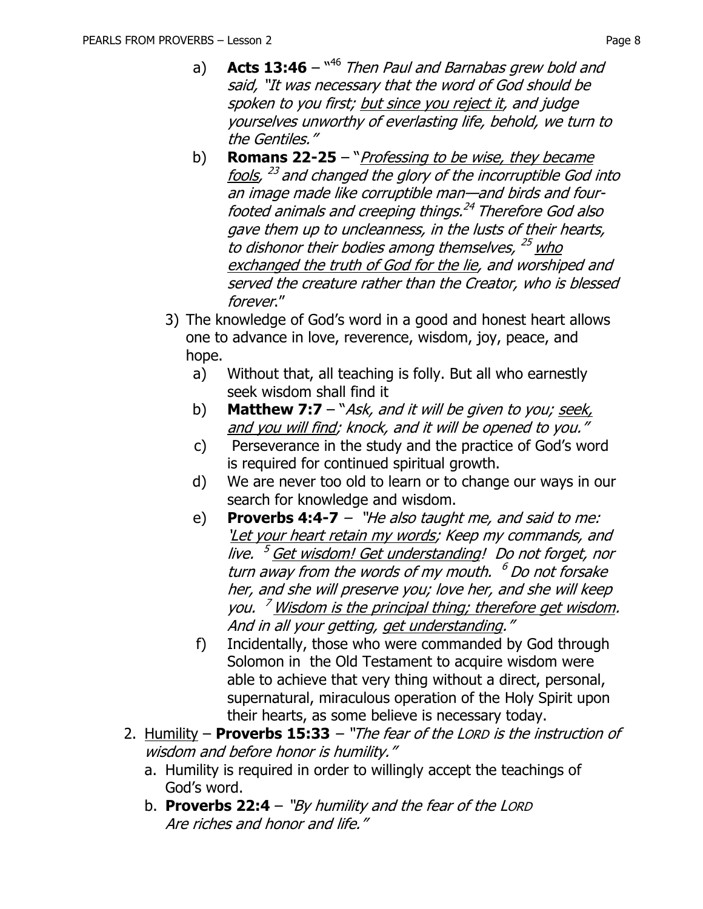a) **Acts 13:46** – "[46] *Then Paul and Barnabas grew bold and said, "It was necessary that the word of God should be spoken to you first; but since you reject it, and judge yourselves unworthy of everlasting life, behold, we turn to the Gentiles."*

b) **Romans 22-25** – "*Professing to be wise, they became fools, [23] and changed the glory of the incorruptible God into an image made like corruptible man—and birds and four-footed animals and creeping things.[24] Therefore God also gave them up to uncleanness, in the lusts of their hearts, to dishonor their bodies among themselves, [25] who exchanged the truth of God for the lie, and worshiped and served the creature rather than the Creator, who is blessed forever.*"

3) The knowledge of God's word in a good and honest heart allows one to advance in love, reverence, wisdom, joy, peace, and hope.

   a) Without that, all teaching is folly. But all who earnestly seek wisdom shall find it

   b) **Matthew 7:7** – "*Ask, and it will be given to you; seek, and you will find; knock, and it will be opened to you."*

   c) Perseverance in the study and the practice of God's word is required for continued spiritual growth.

   d) We are never too old to learn or to change our ways in our search for knowledge and wisdom.

   e) **Proverbs 4:4-7** – *"He also taught me, and said to me: 'Let your heart retain my words; Keep my commands, and live. [5] Get wisdom! Get understanding! Do not forget, nor turn away from the words of my mouth. [6] Do not forsake her, and she will preserve you; love her, and she will keep you. [7] Wisdom is the principal thing; therefore get wisdom. And in all your getting, get understanding."*

   f) Incidentally, those who were commanded by God through Solomon in the Old Testament to acquire wisdom were able to achieve that very thing without a direct, personal, supernatural, miraculous operation of the Holy Spirit upon their hearts, as some believe is necessary today.

2. Humility – **Proverbs 15:33** – *"The fear of the LORD is the instruction of wisdom and before honor is humility."*

   a. Humility is required in order to willingly accept the teachings of God's word.

   b. **Proverbs 22:4** – *"By humility and the fear of the LORD Are riches and honor and life."*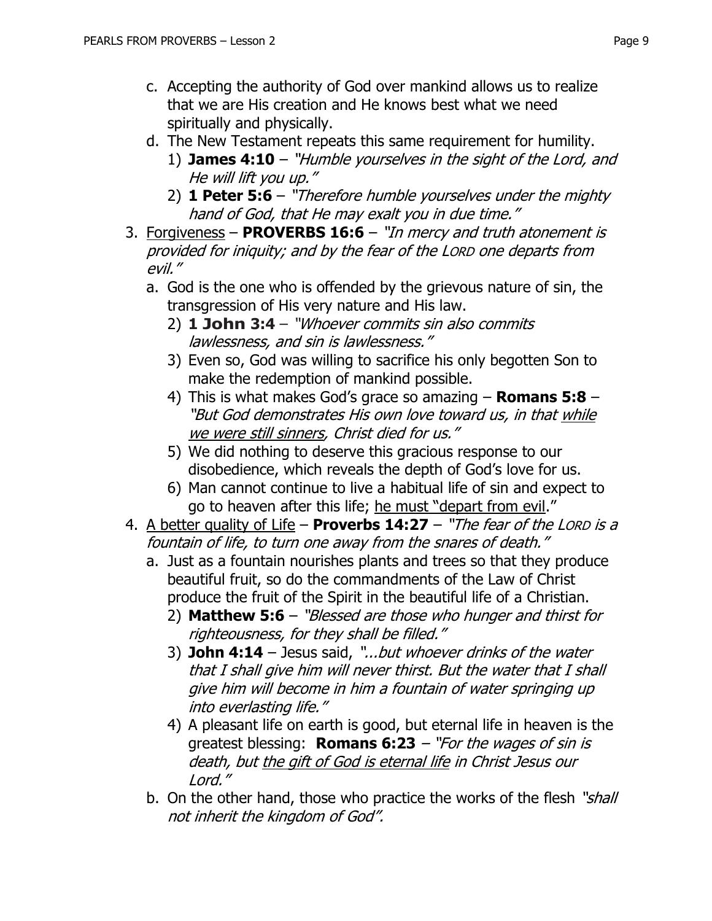c. Accepting the authority of God over mankind allows us to realize that we are His creation and He knows best what we need spiritually and physically.

d. The New Testament repeats this same requirement for humility.

   1) **James 4:10** – *"Humble yourselves in the sight of the Lord, and He will lift you up."*

   2) **1 Peter 5:6** – *"Therefore humble yourselves under the mighty hand of God, that He may exalt you in due time."*

3. <u>Forgiveness</u> – **PROVERBS 16:6** – *"In mercy and truth atonement is provided for iniquity; and by the fear of the LORD one departs from evil."*

   a. God is the one who is offended by the grievous nature of sin, the transgression of His very nature and His law.

      2) **1 John 3:4** – *"Whoever commits sin also commits lawlessness, and sin is lawlessness."*

      3) Even so, God was willing to sacrifice his only begotten Son to make the redemption of mankind possible.

      4) This is what makes God's grace so amazing – **Romans 5:8** – *"But God demonstrates His own love toward us, in that <u>while we were still sinners</u>, Christ died for us."*

      5) We did nothing to deserve this gracious response to our disobedience, which reveals the depth of God's love for us.

      6) Man cannot continue to live a habitual life of sin and expect to go to heaven after this life; <u>he must "depart from evil</u>."

4. <u>A better quality of Life</u> – **Proverbs 14:27** – *"The fear of the LORD is a fountain of life, to turn one away from the snares of death."*

   a. Just as a fountain nourishes plants and trees so that they produce beautiful fruit, so do the commandments of the Law of Christ produce the fruit of the Spirit in the beautiful life of a Christian.

      2) **Matthew 5:6** – *"Blessed are those who hunger and thirst for righteousness, for they shall be filled."*

      3) **John 4:14** – Jesus said, *"...but whoever drinks of the water that I shall give him will never thirst. But the water that I shall give him will become in him a fountain of water springing up into everlasting life."*

      4) A pleasant life on earth is good, but eternal life in heaven is the greatest blessing: **Romans 6:23** – *"For the wages of sin is death, but <u>the gift of God is eternal life</u> in Christ Jesus our Lord."*

   b. On the other hand, those who practice the works of the flesh *"shall not inherit the kingdom of God".*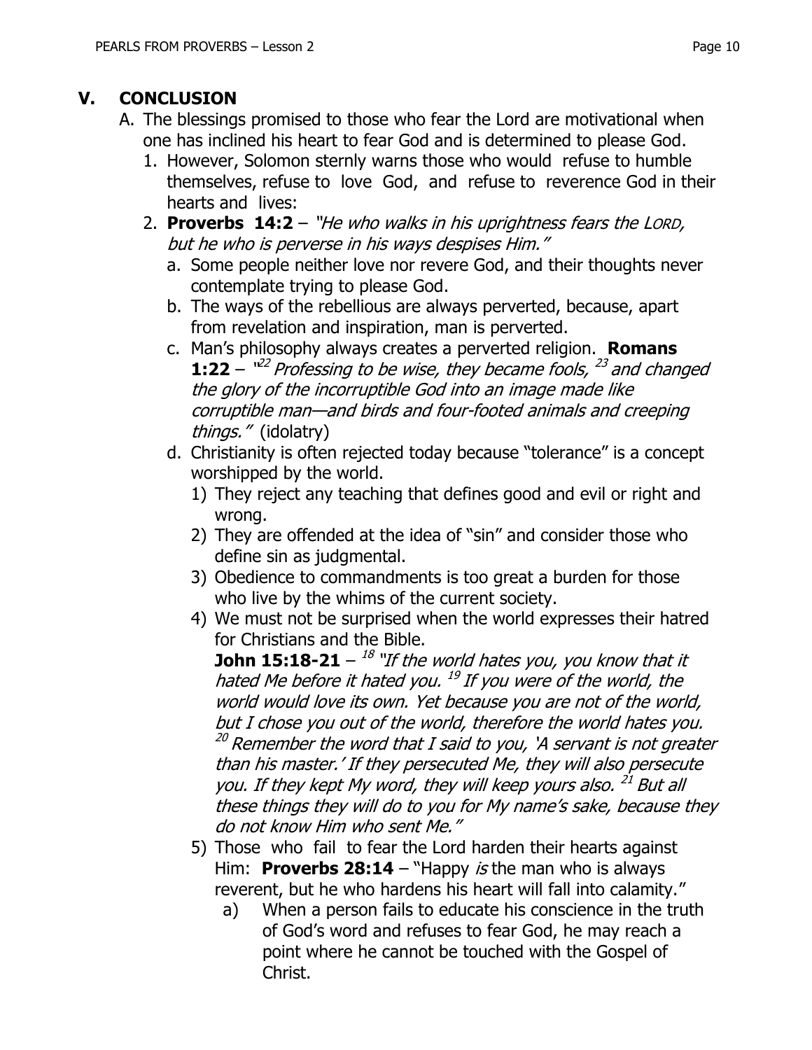## V. CONCLUSION

A. The blessings promised to those who fear the Lord are motivational when one has inclined his heart to fear God and is determined to please God.

1. However, Solomon sternly warns those who would refuse to humble themselves, refuse to love God, and refuse to reverence God in their hearts and lives:
2. **Proverbs 14:2** – *"He who walks in his uprightness fears the LORD, but he who is perverse in his ways despises Him."*
   a. Some people neither love nor revere God, and their thoughts never contemplate trying to please God.
   b. The ways of the rebellious are always perverted, because, apart from revelation and inspiration, man is perverted.
   c. Man's philosophy always creates a perverted religion. **Romans 1:22** – *"[22] Professing to be wise, they became fools, [23] and changed the glory of the incorruptible God into an image made like corruptible man—and birds and four-footed animals and creeping things."* (idolatry)
   d. Christianity is often rejected today because "tolerance" is a concept worshipped by the world.
      1) They reject any teaching that defines good and evil or right and wrong.
      2) They are offended at the idea of "sin" and consider those who define sin as judgmental.
      3) Obedience to commandments is too great a burden for those who live by the whims of the current society.
      4) We must not be surprised when the world expresses their hatred for Christians and the Bible.
         **John 15:18-21** – *[18] "If the world hates you, you know that it hated Me before it hated you. [19] If you were of the world, the world would love its own. Yet because you are not of the world, but I chose you out of the world, therefore the world hates you. [20] Remember the word that I said to you, 'A servant is not greater than his master.' If they persecuted Me, they will also persecute you. If they kept My word, they will keep yours also. [21] But all these things they will do to you for My name's sake, because they do not know Him who sent Me."*
      5) Those who fail to fear the Lord harden their hearts against Him: **Proverbs 28:14** – "Happy *is* the man who is always reverent, but he who hardens his heart will fall into calamity."
         a) When a person fails to educate his conscience in the truth of God's word and refuses to fear God, he may reach a point where he cannot be touched with the Gospel of Christ.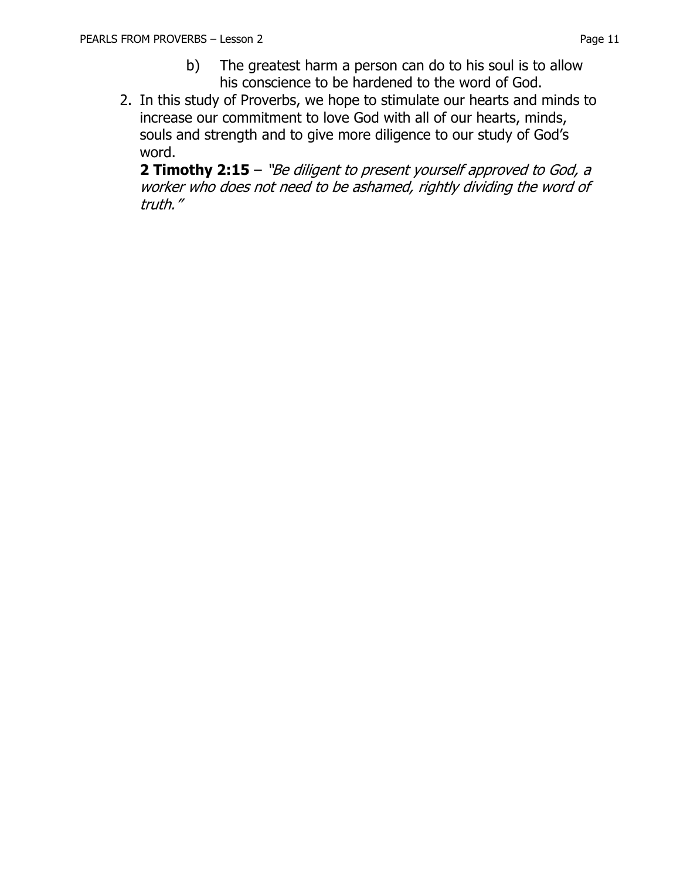b) The greatest harm a person can do to his soul is to allow his conscience to be hardened to the word of God.

2. In this study of Proverbs, we hope to stimulate our hearts and minds to increase our commitment to love God with all of our hearts, minds, souls and strength and to give more diligence to our study of God's word.

   **2 Timothy 2:15** – *"Be diligent to present yourself approved to God, a worker who does not need to be ashamed, rightly dividing the word of truth."*